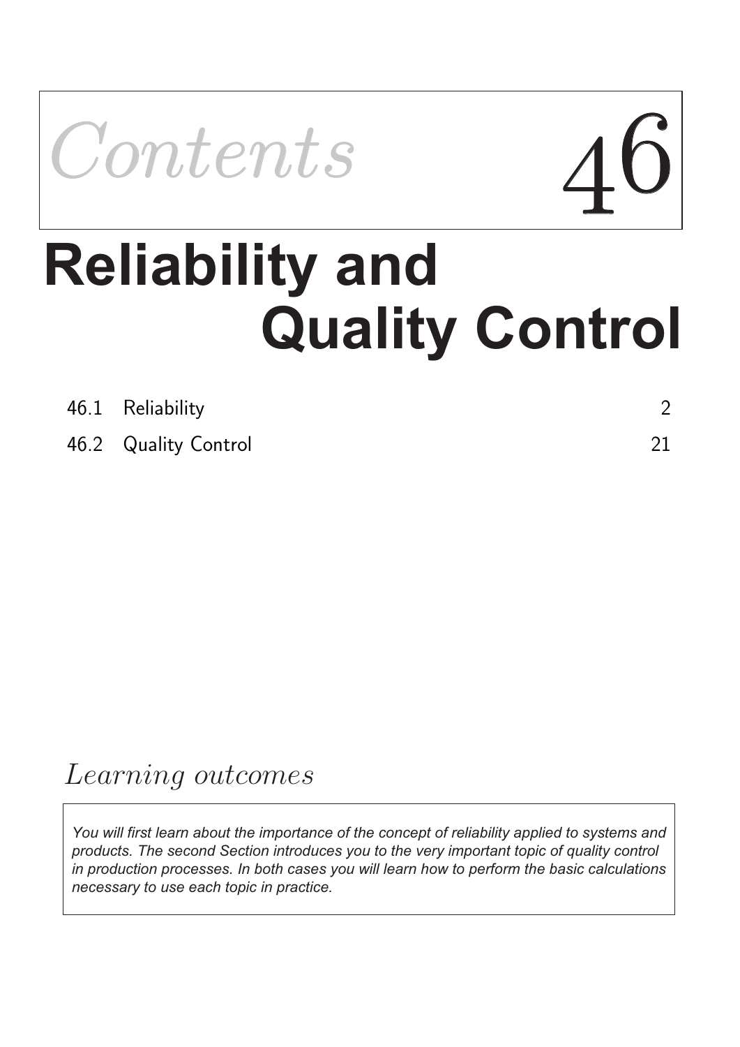# Contents 46

# Reliability and Quality Control

| | | |
|---|---|---|
| 46.1 | Reliability | 2 |
| 46.2 | Quality Control | 21 |

## *Learning outcomes*

*You will first learn about the importance of the concept of reliability applied to systems and products. The second Section introduces you to the very important topic of quality control in production processes. In both cases you will learn how to perform the basic calculations necessary to use each topic in practice.*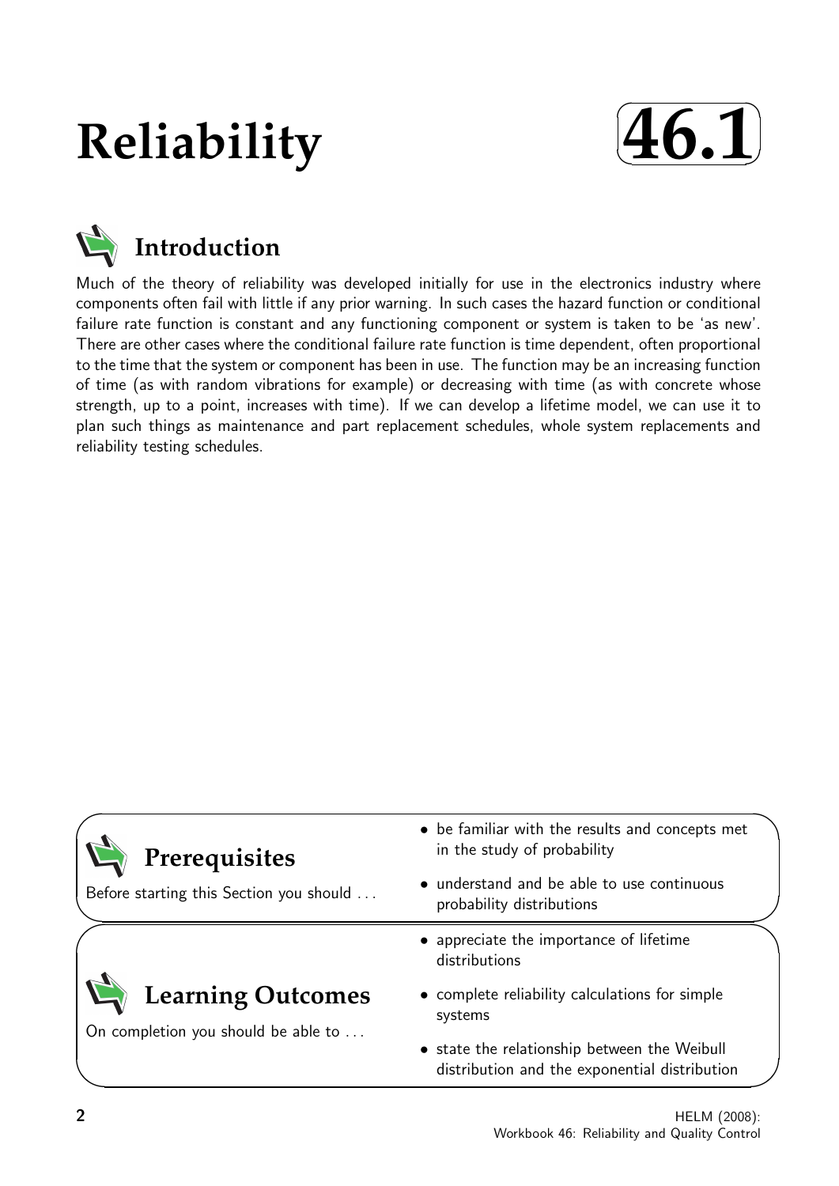# Reliability

# 46.1

## Introduction

Much of the theory of reliability was developed initially for use in the electronics industry where components often fail with little if any prior warning. In such cases the hazard function or conditional failure rate function is constant and any functioning component or system is taken to be 'as new'. There are other cases where the conditional failure rate function is time dependent, often proportional to the time that the system or component has been in use. The function may be an increasing function of time (as with random vibrations for example) or decreasing with time (as with concrete whose strength, up to a point, increases with time). If we can develop a lifetime model, we can use it to plan such things as maintenance and part replacement schedules, whole system replacements and reliability testing schedules.

## Prerequisites

Before starting this Section you should ...

- be familiar with the results and concepts met in the study of probability
- understand and be able to use continuous probability distributions

## Learning Outcomes

On completion you should be able to ...

- appreciate the importance of lifetime distributions
- complete reliability calculations for simple systems
- state the relationship between the Weibull distribution and the exponential distribution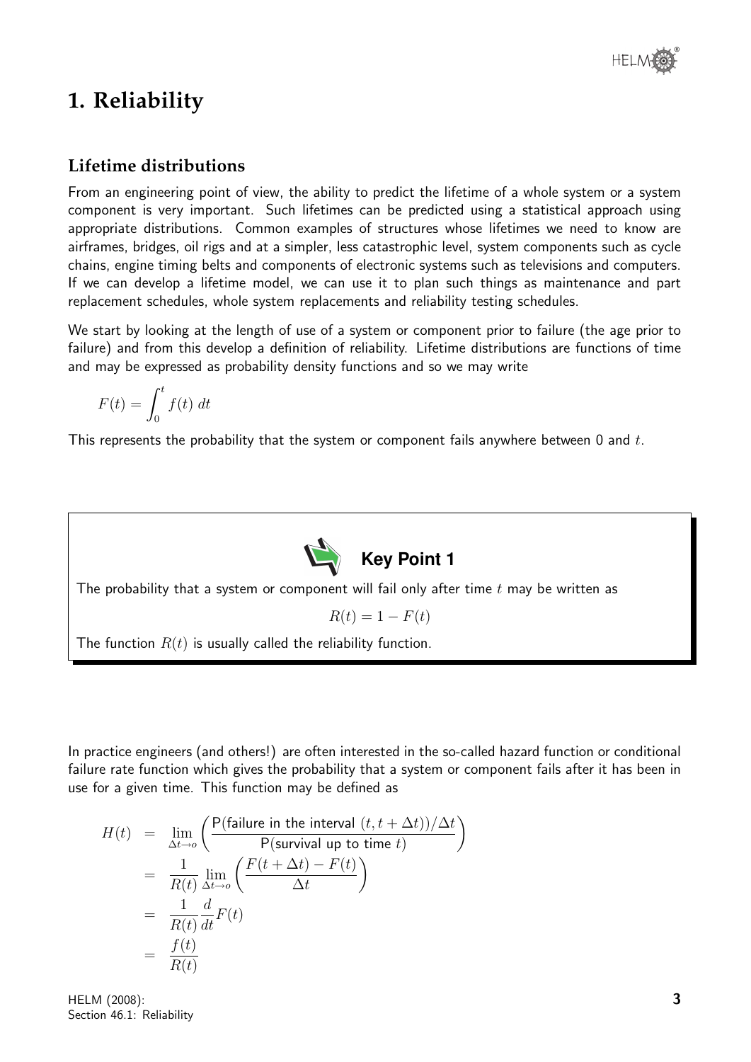# 1. Reliability

## Lifetime distributions

From an engineering point of view, the ability to predict the lifetime of a whole system or a system component is very important. Such lifetimes can be predicted using a statistical approach using appropriate distributions. Common examples of structures whose lifetimes we need to know are airframes, bridges, oil rigs and at a simpler, less catastrophic level, system components such as cycle chains, engine timing belts and components of electronic systems such as televisions and computers. If we can develop a lifetime model, we can use it to plan such things as maintenance and part replacement schedules, whole system replacements and reliability testing schedules.

We start by looking at the length of use of a system or component prior to failure (the age prior to failure) and from this develop a definition of reliability. Lifetime distributions are functions of time and may be expressed as probability density functions and so we may write

$$F(t) = \int_0^t f(t)\, dt$$

This represents the probability that the system or component fails anywhere between 0 and $t$.

**Key Point 1**

The probability that a system or component will fail only after time $t$ may be written as

$$R(t) = 1 - F(t)$$

The function $R(t)$ is usually called the reliability function.

In practice engineers (and others!) are often interested in the so-called hazard function or conditional failure rate function which gives the probability that a system or component fails after it has been in use for a given time. This function may be defined as

$$\begin{aligned}
H(t) &= \lim_{\Delta t \to o} \left( \frac{\text{P(failure in the interval } (t, t + \Delta t))/\Delta t}{\text{P(survival up to time } t)} \right) \\
&= \frac{1}{R(t)} \lim_{\Delta t \to o} \left( \frac{F(t + \Delta t) - F(t)}{\Delta t} \right) \\
&= \frac{1}{R(t)} \frac{d}{dt} F(t) \\
&= \frac{f(t)}{R(t)}
\end{aligned}$$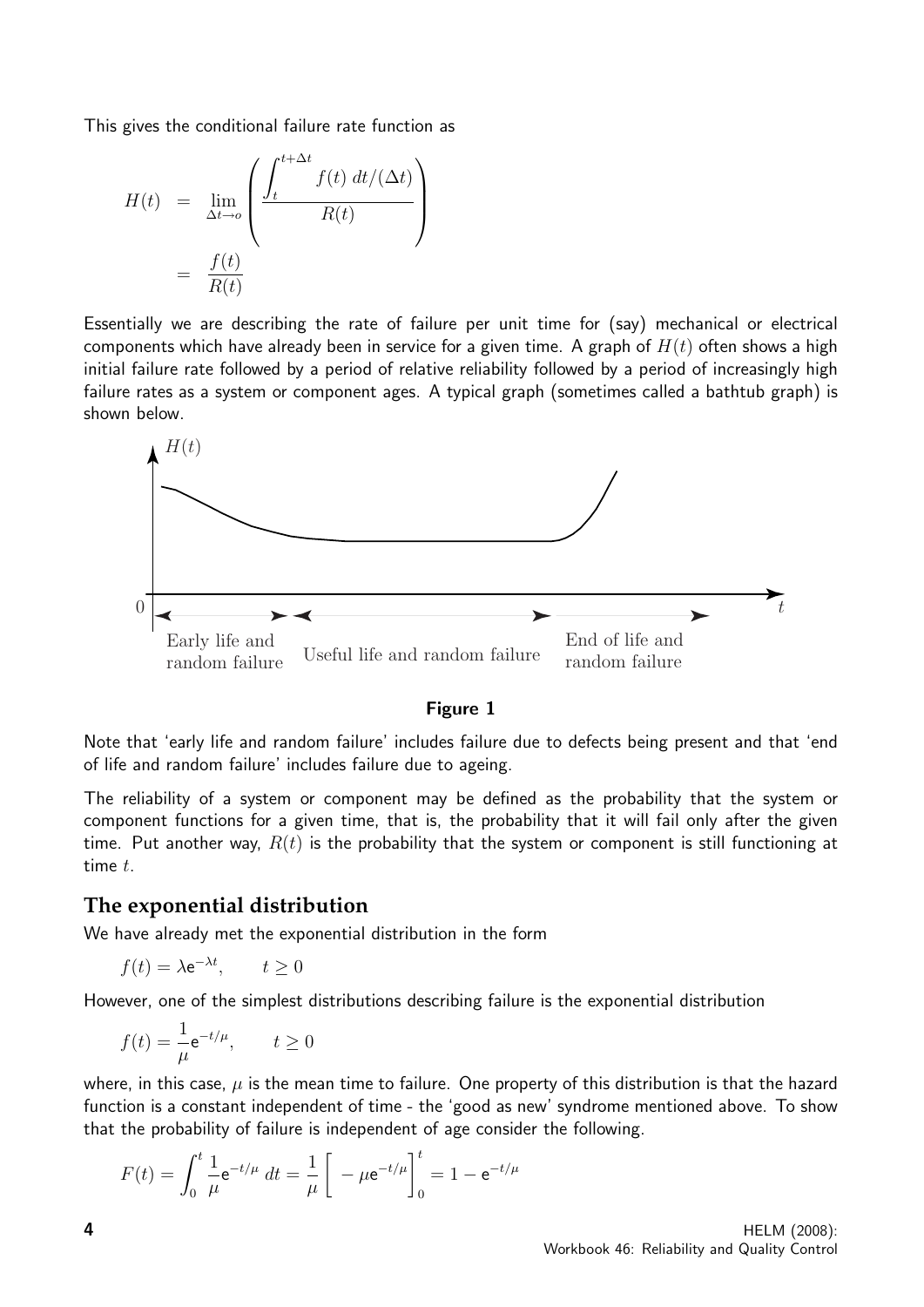This gives the conditional failure rate function as

$$H(t) = \lim_{\Delta t \to o} \left( \frac{\displaystyle\int_t^{t+\Delta t} f(t)\, dt/(\Delta t)}{R(t)} \right) = \frac{f(t)}{R(t)}$$

Essentially we are describing the rate of failure per unit time for (say) mechanical or electrical components which have already been in service for a given time. A graph of $H(t)$ often shows a high initial failure rate followed by a period of relative reliability followed by a period of increasingly high failure rates as a system or component ages. A typical graph (sometimes called a bathtub graph) is shown below.

$H(t)$

0 | Early life and random failure | Useful life and random failure | End of life and random failure | $t$

**Figure 1**

Note that 'early life and random failure' includes failure due to defects being present and that 'end of life and random failure' includes failure due to ageing.

The reliability of a system or component may be defined as the probability that the system or component functions for a given time, that is, the probability that it will fail only after the given time. Put another way, $R(t)$ is the probability that the system or component is still functioning at time $t$.

## The exponential distribution

We have already met the exponential distribution in the form

$$f(t) = \lambda e^{-\lambda t}, \qquad t \geq 0$$

However, one of the simplest distributions describing failure is the exponential distribution

$$f(t) = \frac{1}{\mu} e^{-t/\mu}, \qquad t \geq 0$$

where, in this case, $\mu$ is the mean time to failure. One property of this distribution is that the hazard function is a constant independent of time - the 'good as new' syndrome mentioned above. To show that the probability of failure is independent of age consider the following.

$$F(t) = \int_0^t \frac{1}{\mu} e^{-t/\mu}\, dt = \frac{1}{\mu} \Big[ -\mu e^{-t/\mu} \Big]_0^t = 1 - e^{-t/\mu}$$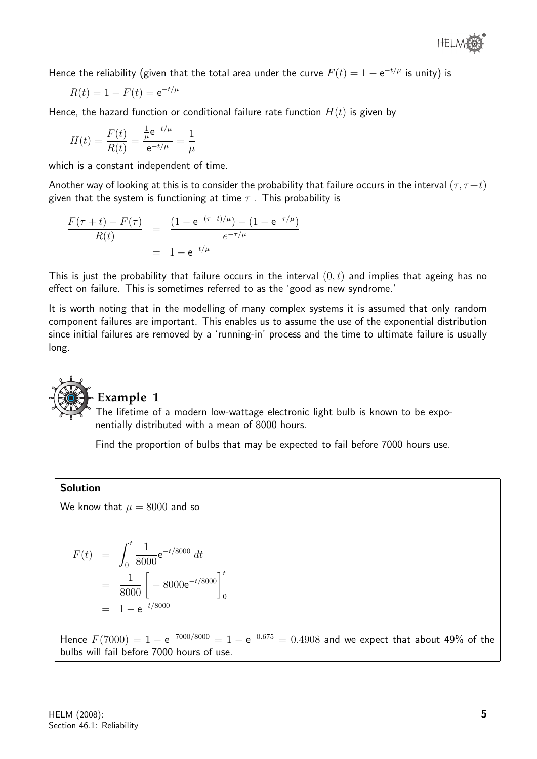Hence the reliability (given that the total area under the curve $F(t) = 1 - \mathrm{e}^{-t/\mu}$ is unity) is

$$R(t) = 1 - F(t) = \mathrm{e}^{-t/\mu}$$

Hence, the hazard function or conditional failure rate function $H(t)$ is given by

$$H(t) = \frac{F(t)}{R(t)} = \frac{\frac{1}{\mu}\mathrm{e}^{-t/\mu}}{\mathrm{e}^{-t/\mu}} = \frac{1}{\mu}$$

which is a constant independent of time.

Another way of looking at this is to consider the probability that failure occurs in the interval $(\tau, \tau + t)$ given that the system is functioning at time $\tau$ . This probability is

$$\begin{aligned} \frac{F(\tau+t) - F(\tau)}{R(t)} &= \frac{(1 - \mathrm{e}^{-(\tau+t)/\mu}) - (1 - \mathrm{e}^{-\tau/\mu})}{e^{-\tau/\mu}} \\ &= 1 - \mathrm{e}^{-t/\mu} \end{aligned}$$

This is just the probability that failure occurs in the interval $(0, t)$ and implies that ageing has no effect on failure. This is sometimes referred to as the 'good as new syndrome.'

It is worth noting that in the modelling of many complex systems it is assumed that only random component failures are important. This enables us to assume the use of the exponential distribution since initial failures are removed by a 'running-in' process and the time to ultimate failure is usually long.

## Example 1

The lifetime of a modern low-wattage electronic light bulb is known to be exponentially distributed with a mean of 8000 hours.

Find the proportion of bulbs that may be expected to fail before 7000 hours use.

**Solution**

We know that $\mu = 8000$ and so

$$\begin{aligned} F(t) &= \int_0^t \frac{1}{8000}\mathrm{e}^{-t/8000}\,dt \\ &= \frac{1}{8000}\Big[-8000\mathrm{e}^{-t/8000}\Big]_0^t \\ &= 1 - \mathrm{e}^{-t/8000} \end{aligned}$$

Hence $F(7000) = 1 - \mathrm{e}^{-7000/8000} = 1 - \mathrm{e}^{-0.675} = 0.4908$ and we expect that about 49% of the bulbs will fail before 7000 hours of use.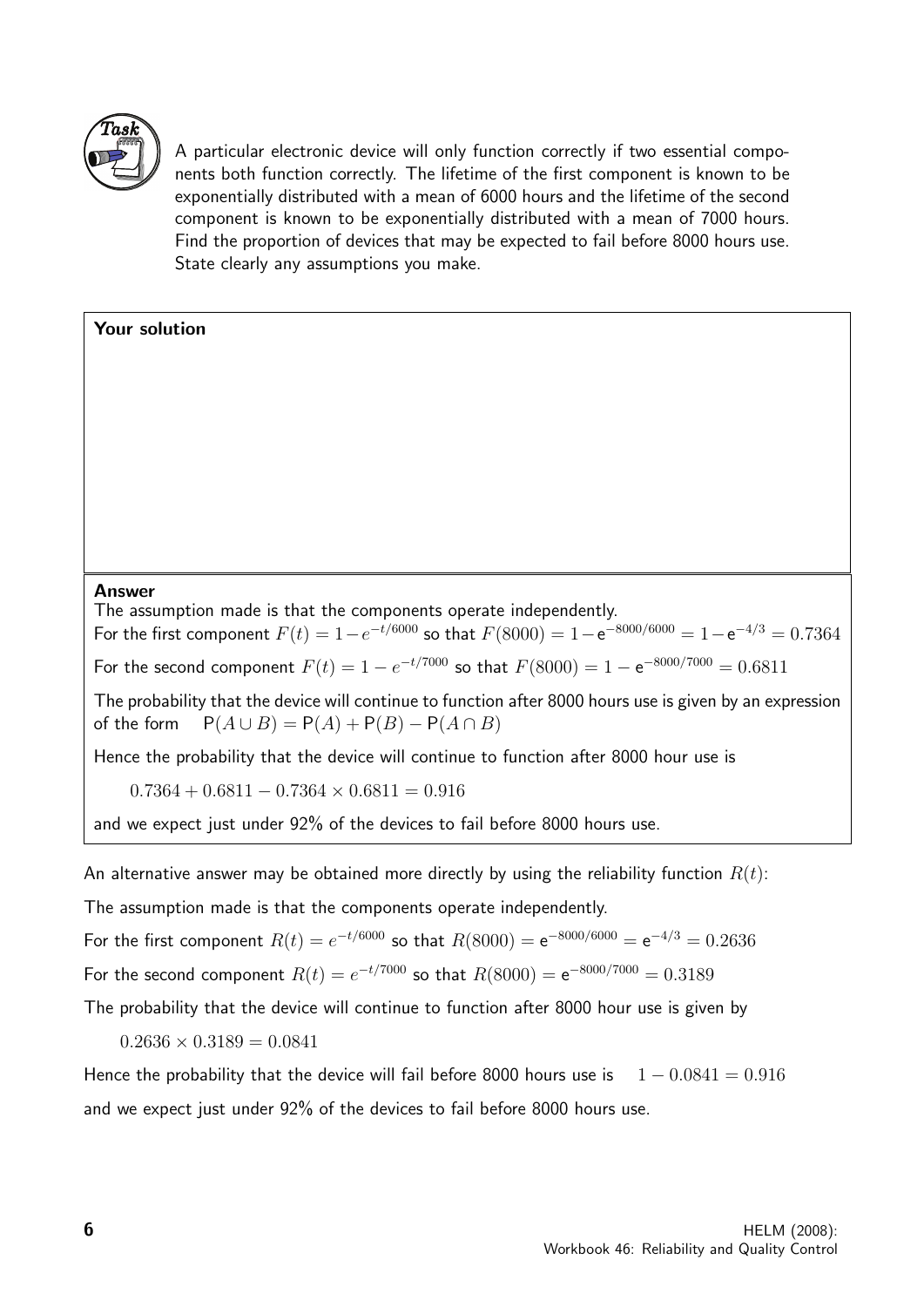**Task**

A particular electronic device will only function correctly if two essential components both function correctly. The lifetime of the first component is known to be exponentially distributed with a mean of 6000 hours and the lifetime of the second component is known to be exponentially distributed with a mean of 7000 hours. Find the proportion of devices that may be expected to fail before 8000 hours use. State clearly any assumptions you make.

**Your solution**

**Answer**

The assumption made is that the components operate independently.

For the first component $F(t) = 1 - e^{-t/6000}$ so that $F(8000) = 1 - \mathrm{e}^{-8000/6000} = 1 - \mathrm{e}^{-4/3} = 0.7364$

For the second component $F(t) = 1 - e^{-t/7000}$ so that $F(8000) = 1 - \mathrm{e}^{-8000/7000} = 0.6811$

The probability that the device will continue to function after 8000 hours use is given by an expression of the form $\quad \mathrm{P}(A \cup B) = \mathrm{P}(A) + \mathrm{P}(B) - \mathrm{P}(A \cap B)$

Hence the probability that the device will continue to function after 8000 hour use is

$$0.7364 + 0.6811 - 0.7364 \times 0.6811 = 0.916$$

and we expect just under 92% of the devices to fail before 8000 hours use.

An alternative answer may be obtained more directly by using the reliability function $R(t)$:

The assumption made is that the components operate independently.

For the first component $R(t) = e^{-t/6000}$ so that $R(8000) = \mathrm{e}^{-8000/6000} = \mathrm{e}^{-4/3} = 0.2636$

For the second component $R(t) = e^{-t/7000}$ so that $R(8000) = \mathrm{e}^{-8000/7000} = 0.3189$

The probability that the device will continue to function after 8000 hour use is given by

$$0.2636 \times 0.3189 = 0.0841$$

Hence the probability that the device will fail before 8000 hours use is $\quad 1 - 0.0841 = 0.916$

and we expect just under 92% of the devices to fail before 8000 hours use.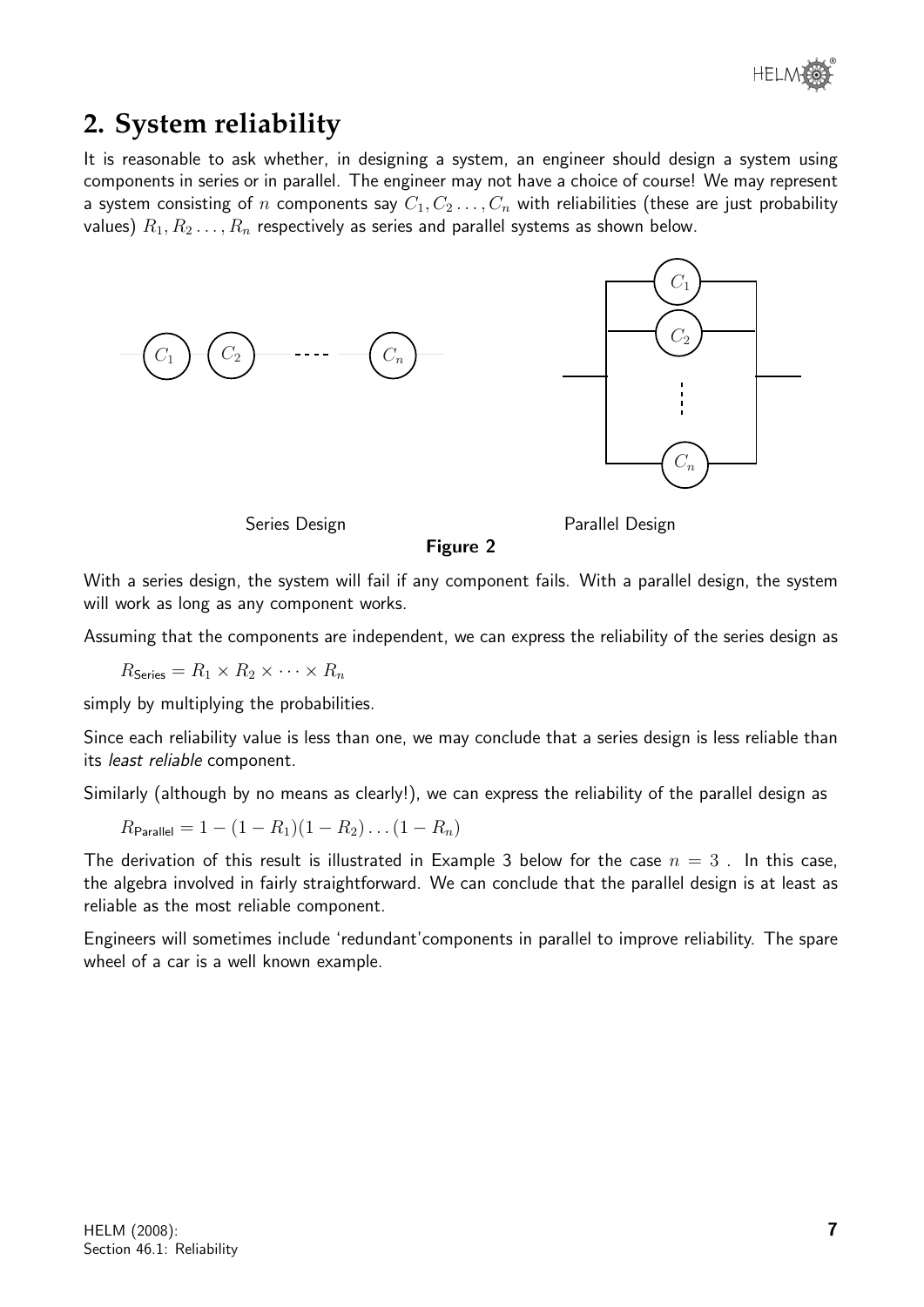## 2. System reliability

It is reasonable to ask whether, in designing a system, an engineer should design a system using components in series or in parallel. The engineer may not have a choice of course! We may represent a system consisting of $n$ components say $C_1, C_2 \ldots, C_n$ with reliabilities (these are just probability values) $R_1, R_2 \ldots, R_n$ respectively as series and parallel systems as shown below.

Series Design　　　　Parallel Design

**Figure 2**

With a series design, the system will fail if any component fails. With a parallel design, the system will work as long as any component works.

Assuming that the components are independent, we can express the reliability of the series design as

$$R_{\text{Series}} = R_1 \times R_2 \times \cdots \times R_n$$

simply by multiplying the probabilities.

Since each reliability value is less than one, we may conclude that a series design is less reliable than its *least reliable* component.

Similarly (although by no means as clearly!), we can express the reliability of the parallel design as

$$R_{\text{Parallel}} = 1 - (1 - R_1)(1 - R_2) \ldots (1 - R_n)$$

The derivation of this result is illustrated in Example 3 below for the case $n = 3$ . In this case, the algebra involved in fairly straightforward. We can conclude that the parallel design is at least as reliable as the most reliable component.

Engineers will sometimes include 'redundant'components in parallel to improve reliability. The spare wheel of a car is a well known example.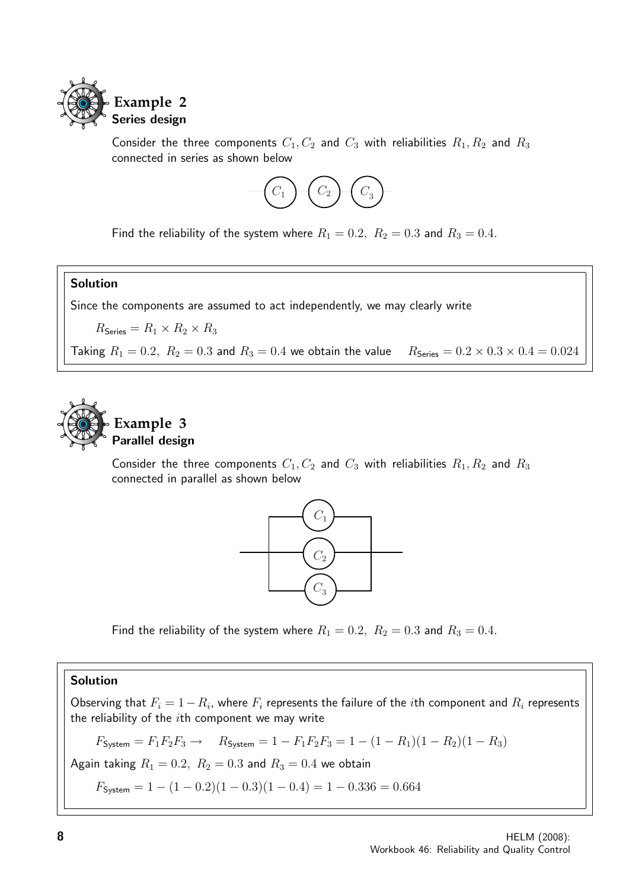## Example 2
**Series design**

Consider the three components $C_1, C_2$ and $C_3$ with reliabilities $R_1, R_2$ and $R_3$ connected in series as shown below

Find the reliability of the system where $R_1 = 0.2,\ R_2 = 0.3$ and $R_3 = 0.4$.

**Solution**

Since the components are assumed to act independently, we may clearly write

$$R_{\text{Series}} = R_1 \times R_2 \times R_3$$

Taking $R_1 = 0.2,\ R_2 = 0.3$ and $R_3 = 0.4$ we obtain the value $\quad R_{\text{Series}} = 0.2 \times 0.3 \times 0.4 = 0.024$

## Example 3
**Parallel design**

Consider the three components $C_1, C_2$ and $C_3$ with reliabilities $R_1, R_2$ and $R_3$ connected in parallel as shown below

Find the reliability of the system where $R_1 = 0.2,\ R_2 = 0.3$ and $R_3 = 0.4$.

**Solution**

Observing that $F_i = 1 - R_i$, where $F_i$ represents the failure of the $i$th component and $R_i$ represents the reliability of the $i$th component we may write

$$F_{\text{System}} = F_1 F_2 F_3 \rightarrow \quad R_{\text{System}} = 1 - F_1 F_2 F_3 = 1 - (1 - R_1)(1 - R_2)(1 - R_3)$$

Again taking $R_1 = 0.2,\ R_2 = 0.3$ and $R_3 = 0.4$ we obtain

$$F_{\text{System}} = 1 - (1 - 0.2)(1 - 0.3)(1 - 0.4) = 1 - 0.336 = 0.664$$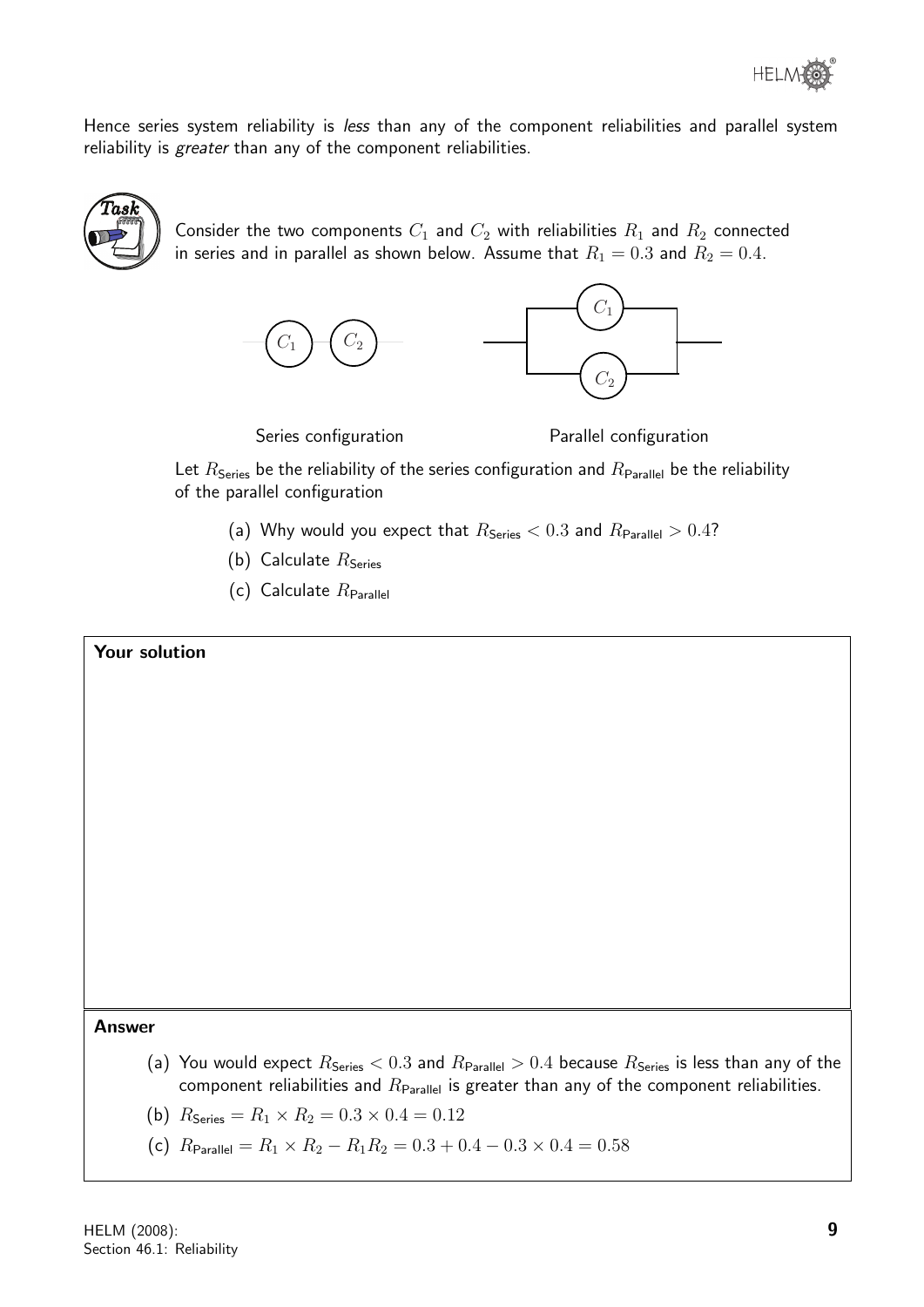Hence series system reliability is *less* than any of the component reliabilities and parallel system reliability is *greater* than any of the component reliabilities.

**Task**

Consider the two components $C_1$ and $C_2$ with reliabilities $R_1$ and $R_2$ connected in series and in parallel as shown below. Assume that $R_1 = 0.3$ and $R_2 = 0.4$.

Series configuration &emsp;&emsp;&emsp;&emsp; Parallel configuration

Let $R_{\text{Series}}$ be the reliability of the series configuration and $R_{\text{Parallel}}$ be the reliability of the parallel configuration

(a) Why would you expect that $R_{\text{Series}} < 0.3$ and $R_{\text{Parallel}} > 0.4$?

(b) Calculate $R_{\text{Series}}$

(c) Calculate $R_{\text{Parallel}}$

**Your solution**

**Answer**

(a) You would expect $R_{\text{Series}} < 0.3$ and $R_{\text{Parallel}} > 0.4$ because $R_{\text{Series}}$ is less than any of the component reliabilities and $R_{\text{Parallel}}$ is greater than any of the component reliabilities.

(b) $R_{\text{Series}} = R_1 \times R_2 = 0.3 \times 0.4 = 0.12$

(c) $R_{\text{Parallel}} = R_1 \times R_2 - R_1 R_2 = 0.3 + 0.4 - 0.3 \times 0.4 = 0.58$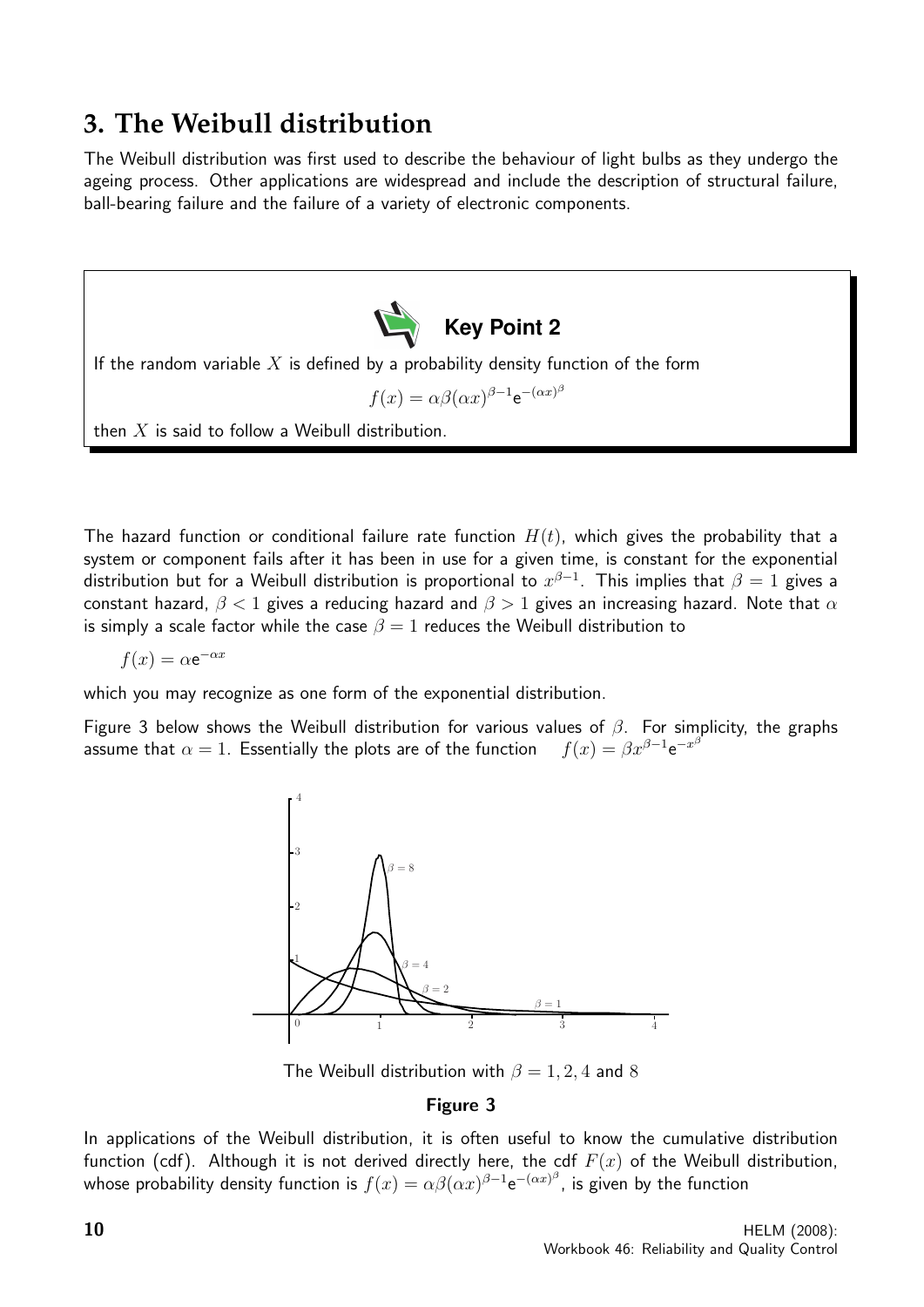## 3. The Weibull distribution

The Weibull distribution was first used to describe the behaviour of light bulbs as they undergo the ageing process. Other applications are widespread and include the description of structural failure, ball-bearing failure and the failure of a variety of electronic components.

**Key Point 2**

If the random variable $X$ is defined by a probability density function of the form

$$f(x) = \alpha\beta(\alpha x)^{\beta-1}\mathrm{e}^{-(\alpha x)^{\beta}}$$

then $X$ is said to follow a Weibull distribution.

The hazard function or conditional failure rate function $H(t)$, which gives the probability that a system or component fails after it has been in use for a given time, is constant for the exponential distribution but for a Weibull distribution is proportional to $x^{\beta-1}$. This implies that $\beta = 1$ gives a constant hazard, $\beta < 1$ gives a reducing hazard and $\beta > 1$ gives an increasing hazard. Note that $\alpha$ is simply a scale factor while the case $\beta = 1$ reduces the Weibull distribution to

$$f(x) = \alpha\mathrm{e}^{-\alpha x}$$

which you may recognize as one form of the exponential distribution.

Figure 3 below shows the Weibull distribution for various values of $\beta$. For simplicity, the graphs assume that $\alpha = 1$. Essentially the plots are of the function $f(x) = \beta x^{\beta-1}\mathrm{e}^{-x^{\beta}}$

The Weibull distribution with $\beta = 1, 2, 4$ and $8$

**Figure 3**

In applications of the Weibull distribution, it is often useful to know the cumulative distribution function (cdf). Although it is not derived directly here, the cdf $F(x)$ of the Weibull distribution, whose probability density function is $f(x) = \alpha\beta(\alpha x)^{\beta-1}\mathrm{e}^{-(\alpha x)^{\beta}}$, is given by the function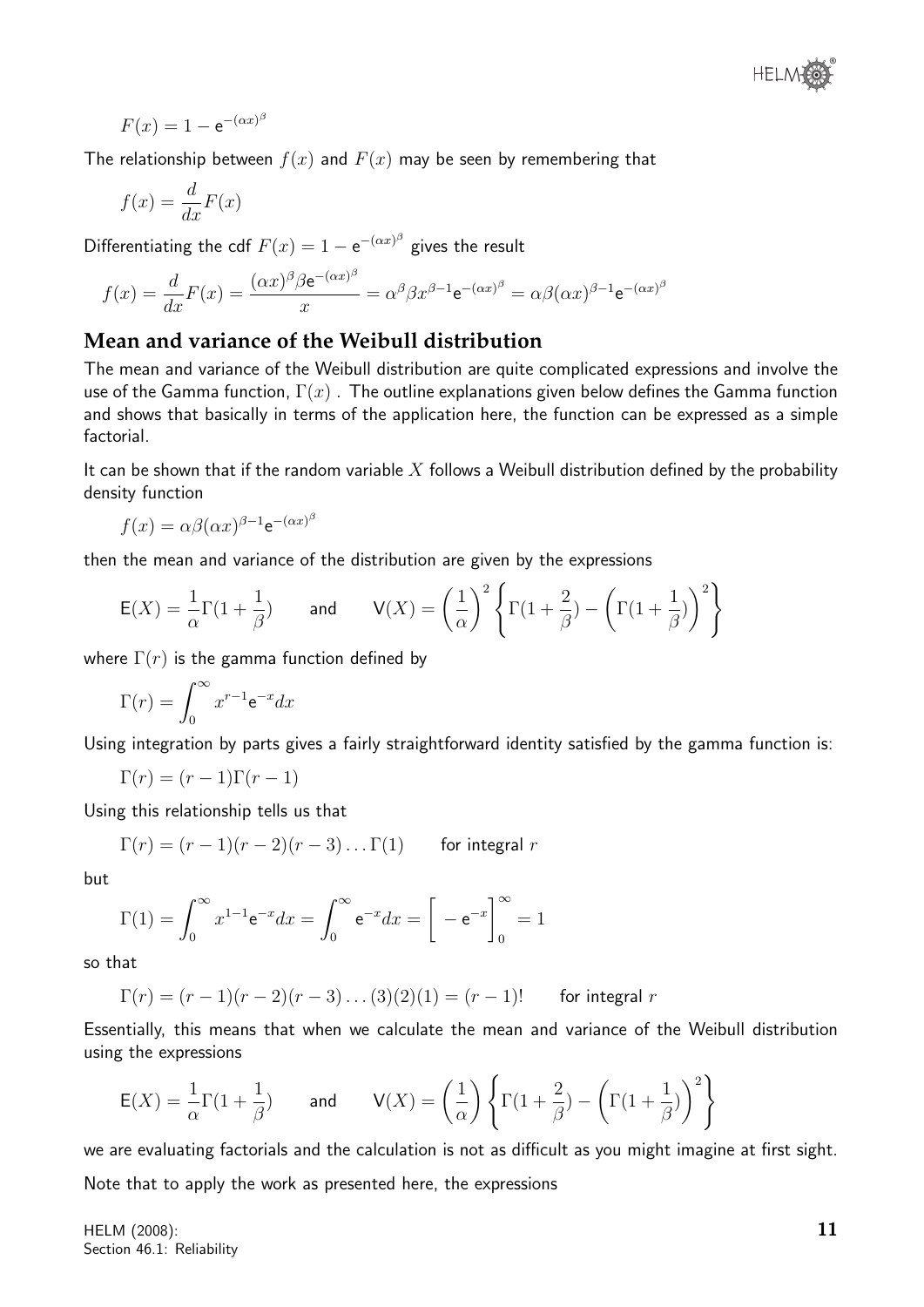$$F(x) = 1 - e^{-(\alpha x)^{\beta}}$$

The relationship between $f(x)$ and $F(x)$ may be seen by remembering that

$$f(x) = \frac{d}{dx}F(x)$$

Differentiating the cdf $F(x) = 1 - e^{-(\alpha x)^{\beta}}$ gives the result

$$f(x) = \frac{d}{dx}F(x) = \frac{(\alpha x)^{\beta}\beta e^{-(\alpha x)^{\beta}}}{x} = \alpha^{\beta}\beta x^{\beta-1}e^{-(\alpha x)^{\beta}} = \alpha\beta(\alpha x)^{\beta-1}e^{-(\alpha x)^{\beta}}$$

## Mean and variance of the Weibull distribution

The mean and variance of the Weibull distribution are quite complicated expressions and involve the use of the Gamma function, $\Gamma(x)$ . The outline explanations given below defines the Gamma function and shows that basically in terms of the application here, the function can be expressed as a simple factorial.

It can be shown that if the random variable $X$ follows a Weibull distribution defined by the probability density function

$$f(x) = \alpha\beta(\alpha x)^{\beta-1}e^{-(\alpha x)^{\beta}}$$

then the mean and variance of the distribution are given by the expressions

$$\mathsf{E}(X) = \frac{1}{\alpha}\Gamma(1+\frac{1}{\beta}) \qquad \text{and} \qquad \mathsf{V}(X) = \left(\frac{1}{\alpha}\right)^2\left\{\Gamma(1+\frac{2}{\beta}) - \left(\Gamma(1+\frac{1}{\beta})\right)^2\right\}$$

where $\Gamma(r)$ is the gamma function defined by

$$\Gamma(r) = \int_0^{\infty} x^{r-1}e^{-x}dx$$

Using integration by parts gives a fairly straightforward identity satisfied by the gamma function is:

$$\Gamma(r) = (r-1)\Gamma(r-1)$$

Using this relationship tells us that

$$\Gamma(r) = (r-1)(r-2)(r-3)\ldots\Gamma(1) \qquad \text{for integral } r$$

but

$$\Gamma(1) = \int_0^{\infty} x^{1-1}e^{-x}dx = \int_0^{\infty} e^{-x}dx = \left[-e^{-x}\right]_0^{\infty} = 1$$

so that

$$\Gamma(r) = (r-1)(r-2)(r-3)\ldots(3)(2)(1) = (r-1)! \qquad \text{for integral } r$$

Essentially, this means that when we calculate the mean and variance of the Weibull distribution using the expressions

$$\mathsf{E}(X) = \frac{1}{\alpha}\Gamma(1+\frac{1}{\beta}) \qquad \text{and} \qquad \mathsf{V}(X) = \left(\frac{1}{\alpha}\right)\left\{\Gamma(1+\frac{2}{\beta}) - \left(\Gamma(1+\frac{1}{\beta})\right)^2\right\}$$

we are evaluating factorials and the calculation is not as difficult as you might imagine at first sight.

Note that to apply the work as presented here, the expressions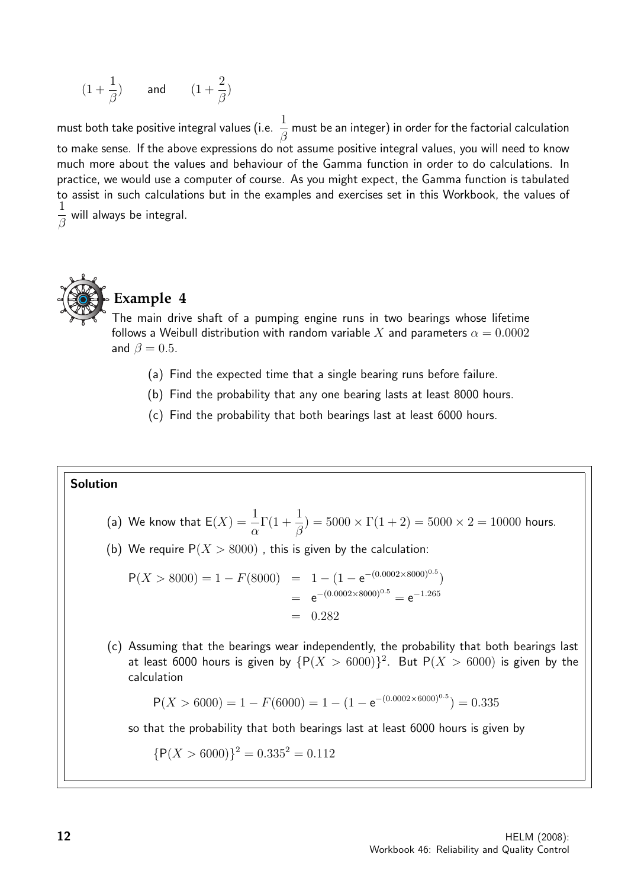$$(1 + \frac{1}{\beta}) \qquad \text{and} \qquad (1 + \frac{2}{\beta})$$

must both take positive integral values (i.e. $\frac{1}{\beta}$ must be an integer) in order for the factorial calculation to make sense. If the above expressions do not assume positive integral values, you will need to know much more about the values and behaviour of the Gamma function in order to do calculations. In practice, we would use a computer of course. As you might expect, the Gamma function is tabulated to assist in such calculations but in the examples and exercises set in this Workbook, the values of $\frac{1}{\beta}$ will always be integral.

## Example 4

The main drive shaft of a pumping engine runs in two bearings whose lifetime follows a Weibull distribution with random variable $X$ and parameters $\alpha = 0.0002$ and $\beta = 0.5$.

(a) Find the expected time that a single bearing runs before failure.

(b) Find the probability that any one bearing lasts at least 8000 hours.

(c) Find the probability that both bearings last at least 6000 hours.

**Solution**

(a) We know that $\mathsf{E}(X) = \frac{1}{\alpha}\Gamma(1 + \frac{1}{\beta}) = 5000 \times \Gamma(1 + 2) = 5000 \times 2 = 10000$ hours.

(b) We require $\mathsf{P}(X > 8000)$ , this is given by the calculation:

$$\begin{aligned}
\mathsf{P}(X > 8000) = 1 - F(8000) &= 1 - (1 - \mathsf{e}^{-(0.0002 \times 8000)^{0.5}}) \\
&= \mathsf{e}^{-(0.0002 \times 8000)^{0.5}} = \mathsf{e}^{-1.265} \\
&= 0.282
\end{aligned}$$

(c) Assuming that the bearings wear independently, the probability that both bearings last at least 6000 hours is given by $\{\mathsf{P}(X > 6000)\}^2$. But $\mathsf{P}(X > 6000)$ is given by the calculation

$$\mathsf{P}(X > 6000) = 1 - F(6000) = 1 - (1 - \mathsf{e}^{-(0.0002 \times 6000)^{0.5}}) = 0.335$$

so that the probability that both bearings last at least 6000 hours is given by

$$\{\mathsf{P}(X > 6000)\}^2 = 0.335^2 = 0.112$$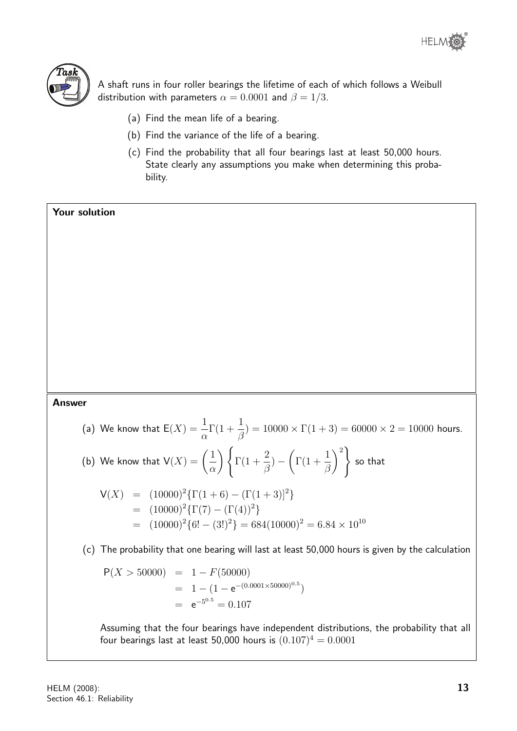**Task**

A shaft runs in four roller bearings the lifetime of each of which follows a Weibull distribution with parameters $\alpha = 0.0001$ and $\beta = 1/3$.

(a) Find the mean life of a bearing.

(b) Find the variance of the life of a bearing.

(c) Find the probability that all four bearings last at least 50,000 hours. State clearly any assumptions you make when determining this probability.

**Your solution**

**Answer**

(a) We know that $\mathsf{E}(X) = \dfrac{1}{\alpha}\Gamma(1+\dfrac{1}{\beta}) = 10000 \times \Gamma(1+3) = 60000 \times 2 = 10000$ hours.

(b) We know that $\mathsf{V}(X) = \left(\dfrac{1}{\alpha}\right)\left\{\Gamma(1+\dfrac{2}{\beta}) - \left(\Gamma(1+\dfrac{1}{\beta}\right)^2\right\}$ so that

$$\begin{aligned}
\mathsf{V}(X) &= (10000)^2\{\Gamma(1+6) - (\Gamma(1+3)]^2\} \\
&= (10000)^2\{\Gamma(7) - (\Gamma(4))^2\} \\
&= (10000)^2\{6! - (3!)^2\} = 684(10000)^2 = 6.84 \times 10^{10}
\end{aligned}$$

(c) The probability that one bearing will last at least 50,000 hours is given by the calculation

$$\begin{aligned}
\mathsf{P}(X > 50000) &= 1 - F(50000) \\
&= 1 - (1 - \mathrm{e}^{-(0.0001 \times 50000)^{0.5}}) \\
&= \mathrm{e}^{-5^{0.5}} = 0.107
\end{aligned}$$

Assuming that the four bearings have independent distributions, the probability that all four bearings last at least 50,000 hours is $(0.107)^4 = 0.0001$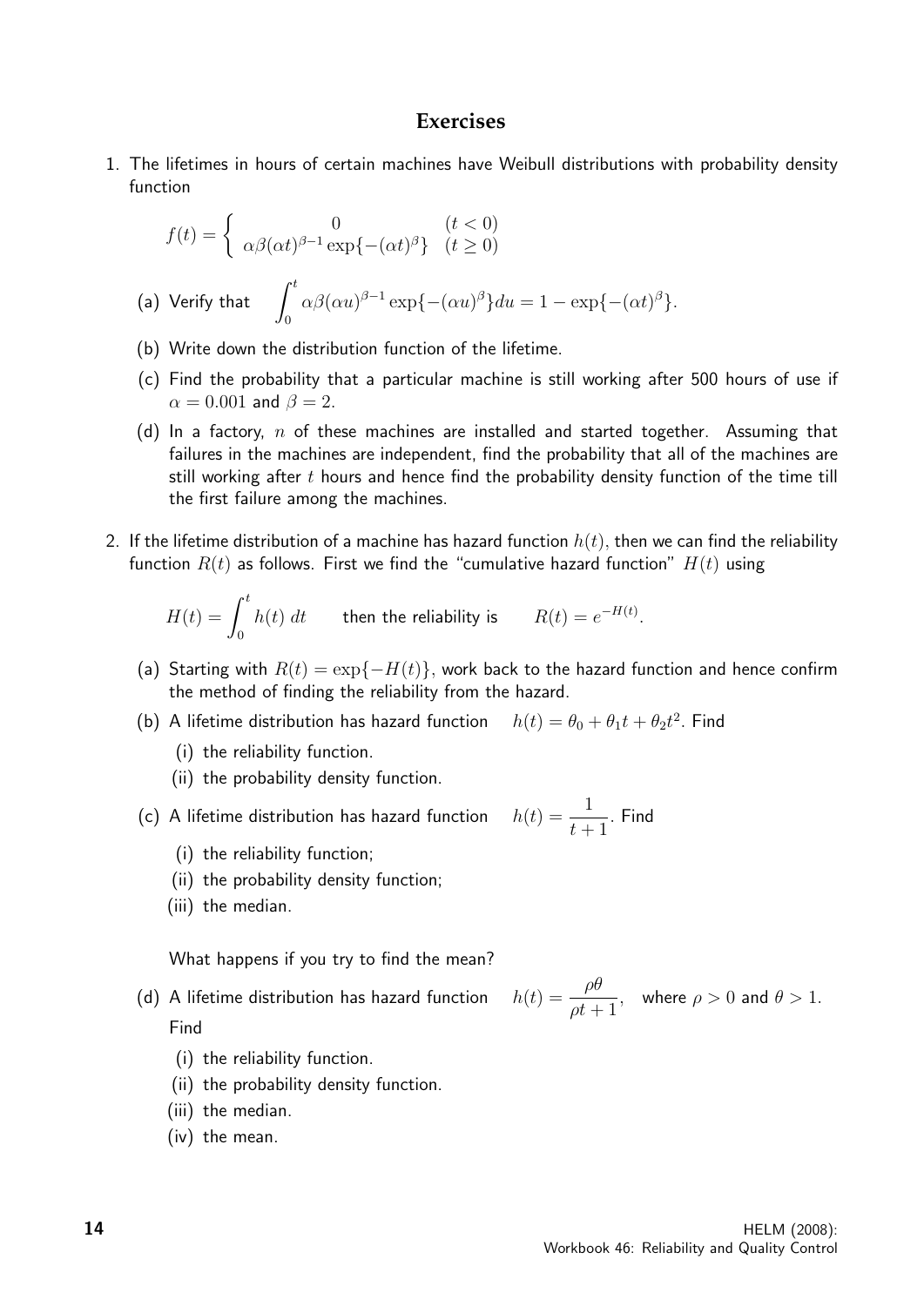## Exercises

1. The lifetimes in hours of certain machines have Weibull distributions with probability density function

$$f(t) = \begin{cases} 0 & (t < 0) \\ \alpha\beta(\alpha t)^{\beta-1}\exp\{-(\alpha t)^{\beta}\} & (t \geq 0) \end{cases}$$

   (a) Verify that $\displaystyle\int_0^t \alpha\beta(\alpha u)^{\beta-1}\exp\{-(\alpha u)^{\beta}\}du = 1 - \exp\{-(\alpha t)^{\beta}\}$.

   (b) Write down the distribution function of the lifetime.

   (c) Find the probability that a particular machine is still working after 500 hours of use if $\alpha = 0.001$ and $\beta = 2$.

   (d) In a factory, $n$ of these machines are installed and started together. Assuming that failures in the machines are independent, find the probability that all of the machines are still working after $t$ hours and hence find the probability density function of the time till the first failure among the machines.

2. If the lifetime distribution of a machine has hazard function $h(t)$, then we can find the reliability function $R(t)$ as follows. First we find the "cumulative hazard function" $H(t)$ using

$$H(t) = \int_0^t h(t)\,dt \qquad \text{then the reliability is} \qquad R(t) = e^{-H(t)}.$$

   (a) Starting with $R(t) = \exp\{-H(t)\}$, work back to the hazard function and hence confirm the method of finding the reliability from the hazard.

   (b) A lifetime distribution has hazard function $h(t) = \theta_0 + \theta_1 t + \theta_2 t^2$. Find

      (i) the reliability function.

      (ii) the probability density function.

   (c) A lifetime distribution has hazard function $h(t) = \dfrac{1}{t+1}$. Find

      (i) the reliability function;

      (ii) the probability density function;

      (iii) the median.

      What happens if you try to find the mean?

   (d) A lifetime distribution has hazard function $h(t) = \dfrac{\rho\theta}{\rho t + 1}$, where $\rho > 0$ and $\theta > 1$. Find

      (i) the reliability function.

      (ii) the probability density function.

      (iii) the median.

      (iv) the mean.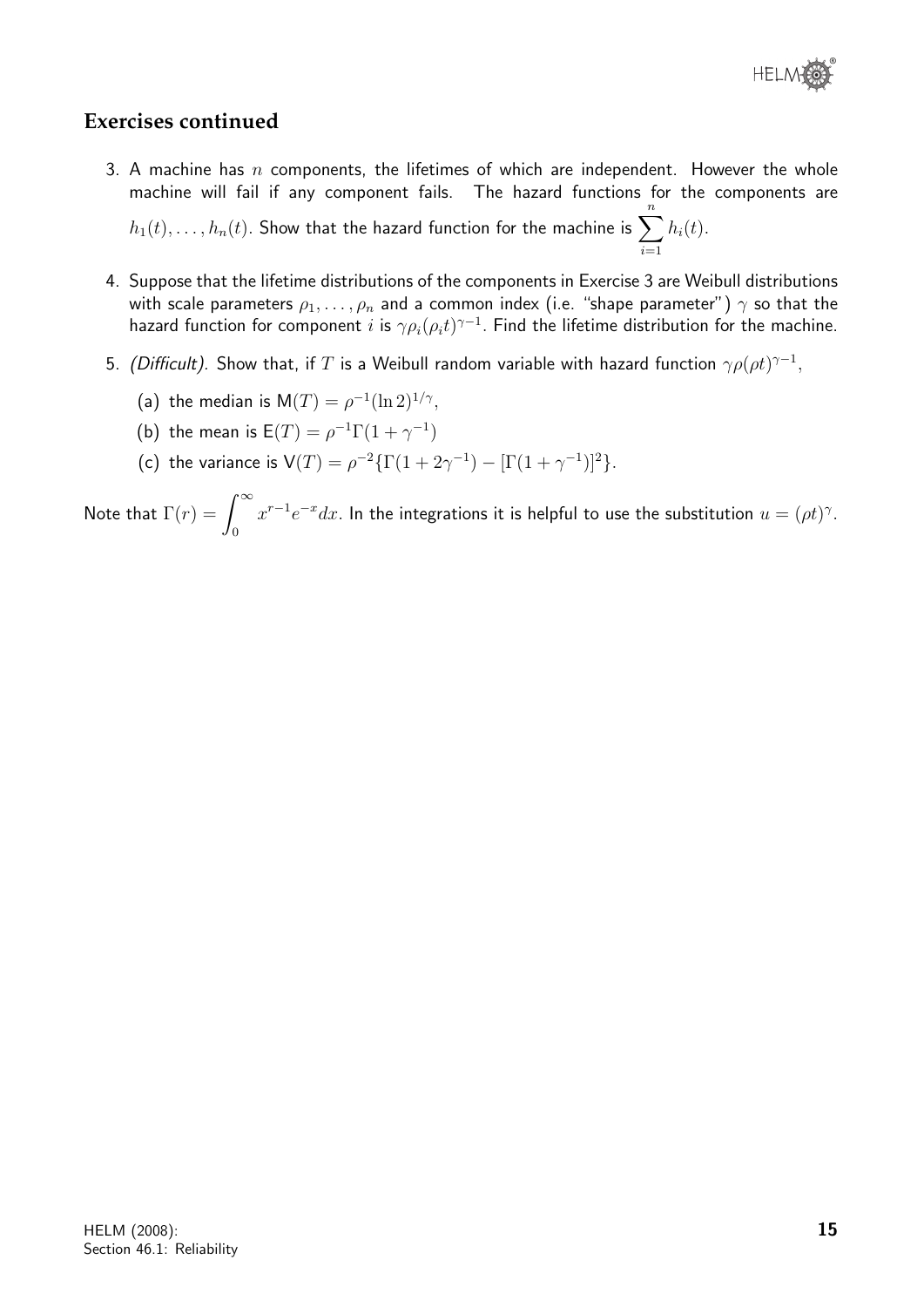## Exercises continued

3. A machine has $n$ components, the lifetimes of which are independent. However the whole machine will fail if any component fails. The hazard functions for the components are $h_1(t), \ldots, h_n(t)$. Show that the hazard function for the machine is $\sum_{i=1}^{n} h_i(t)$.

4. Suppose that the lifetime distributions of the components in Exercise 3 are Weibull distributions with scale parameters $\rho_1, \ldots, \rho_n$ and a common index (i.e. "shape parameter") $\gamma$ so that the hazard function for component $i$ is $\gamma\rho_i(\rho_i t)^{\gamma-1}$. Find the lifetime distribution for the machine.

5. *(Difficult)*. Show that, if $T$ is a Weibull random variable with hazard function $\gamma\rho(\rho t)^{\gamma-1}$,

   (a) the median is $\mathsf{M}(T) = \rho^{-1}(\ln 2)^{1/\gamma}$,

   (b) the mean is $\mathsf{E}(T) = \rho^{-1}\Gamma(1 + \gamma^{-1})$

   (c) the variance is $\mathsf{V}(T) = \rho^{-2}\{\Gamma(1 + 2\gamma^{-1}) - [\Gamma(1 + \gamma^{-1})]^2\}$.

Note that $\Gamma(r) = \int_0^\infty x^{r-1}e^{-x}dx$. In the integrations it is helpful to use the substitution $u = (\rho t)^\gamma$.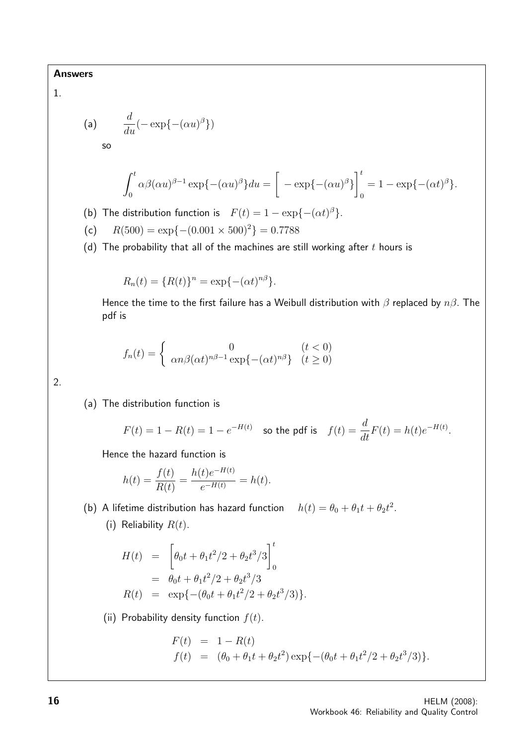**Answers**

1.

(a) $$\frac{d}{du}(-\exp\{-(\alpha u)^\beta\})$$

so

$$\int_0^t \alpha\beta(\alpha u)^{\beta-1}\exp\{-(\alpha u)^\beta\}du = \Bigg[-\exp\{-(\alpha u)^\beta\}\Bigg]_0^t = 1-\exp\{-(\alpha t)^\beta\}.$$

(b) The distribution function is $F(t) = 1-\exp\{-(\alpha t)^\beta\}$.

(c) $R(500) = \exp\{-(0.001\times 500)^2\} = 0.7788$

(d) The probability that all of the machines are still working after $t$ hours is

$$R_n(t) = \{R(t)\}^n = \exp\{-(\alpha t)^{n\beta}\}.$$

Hence the time to the first failure has a Weibull distribution with $\beta$ replaced by $n\beta$. The pdf is

$$f_n(t) = \left\{\begin{array}{cc} 0 & (t<0) \\ \alpha n\beta(\alpha t)^{n\beta-1}\exp\{-(\alpha t)^{n\beta}\} & (t\geq 0)\end{array}\right.$$

2.

(a) The distribution function is

$$F(t) = 1-R(t) = 1-e^{-H(t)} \quad \text{so the pdf is} \quad f(t) = \frac{d}{dt}F(t) = h(t)e^{-H(t)}.$$

Hence the hazard function is

$$h(t) = \frac{f(t)}{R(t)} = \frac{h(t)e^{-H(t)}}{e^{-H(t)}} = h(t).$$

(b) A lifetime distribution has hazard function $h(t) = \theta_0 + \theta_1 t + \theta_2 t^2$.

(i) Reliability $R(t)$.

$$\begin{aligned} H(t) &= \Bigg[\theta_0 t + \theta_1 t^2/2 + \theta_2 t^3/3\Bigg]_0^t \\ &= \theta_0 t + \theta_1 t^2/2 + \theta_2 t^3/3 \\ R(t) &= \exp\{-(\theta_0 t + \theta_1 t^2/2 + \theta_2 t^3/3)\}. \end{aligned}$$

(ii) Probability density function $f(t)$.

$$\begin{aligned} F(t) &= 1-R(t) \\ f(t) &= (\theta_0 + \theta_1 t + \theta_2 t^2)\exp\{-(\theta_0 t + \theta_1 t^2/2 + \theta_2 t^3/3)\}. \end{aligned}$$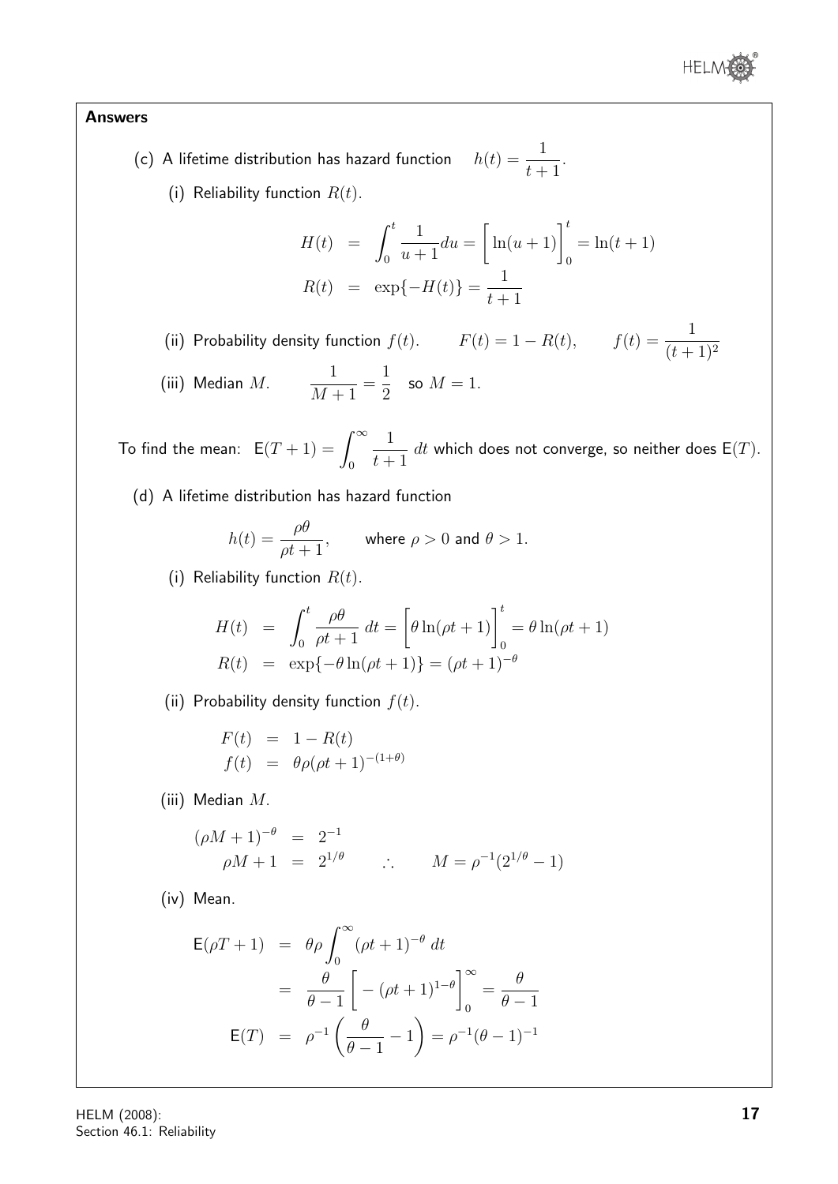**Answers**

(c) A lifetime distribution has hazard function $h(t) = \dfrac{1}{t+1}$.

(i) Reliability function $R(t)$.

$$\begin{aligned} H(t) &= \int_0^t \frac{1}{u+1}du = \bigg[\ln(u+1)\bigg]_0^t = \ln(t+1) \\ R(t) &= \exp\{-H(t)\} = \frac{1}{t+1} \end{aligned}$$

(ii) Probability density function $f(t)$. $\qquad F(t) = 1 - R(t), \qquad f(t) = \dfrac{1}{(t+1)^2}$

(iii) Median $M$. $\qquad \dfrac{1}{M+1} = \dfrac{1}{2}$ so $M = 1$.

To find the mean: $\mathsf{E}(T+1) = \displaystyle\int_0^\infty \frac{1}{t+1}\, dt$ which does not converge, so neither does $\mathsf{E}(T)$.

(d) A lifetime distribution has hazard function

$$h(t) = \frac{\rho\theta}{\rho t + 1}, \qquad \text{where } \rho > 0 \text{ and } \theta > 1.$$

(i) Reliability function $R(t)$.

$$\begin{aligned} H(t) &= \int_0^t \frac{\rho\theta}{\rho t+1}\, dt = \bigg[\theta\ln(\rho t+1)\bigg]_0^t = \theta\ln(\rho t+1) \\ R(t) &= \exp\{-\theta\ln(\rho t+1)\} = (\rho t+1)^{-\theta} \end{aligned}$$

(ii) Probability density function $f(t)$.

$$\begin{aligned} F(t) &= 1 - R(t) \\ f(t) &= \theta\rho(\rho t+1)^{-(1+\theta)} \end{aligned}$$

(iii) Median $M$.

$$\begin{aligned} (\rho M+1)^{-\theta} &= 2^{-1} \\ \rho M + 1 &= 2^{1/\theta} \qquad \therefore \qquad M = \rho^{-1}(2^{1/\theta} - 1) \end{aligned}$$

(iv) Mean.

$$\begin{aligned} \mathsf{E}(\rho T+1) &= \theta\rho\int_0^\infty (\rho t+1)^{-\theta}\, dt \\ &= \frac{\theta}{\theta-1}\bigg[-(\rho t+1)^{1-\theta}\bigg]_0^\infty = \frac{\theta}{\theta-1} \\ \mathsf{E}(T) &= \rho^{-1}\left(\frac{\theta}{\theta-1} - 1\right) = \rho^{-1}(\theta-1)^{-1} \end{aligned}$$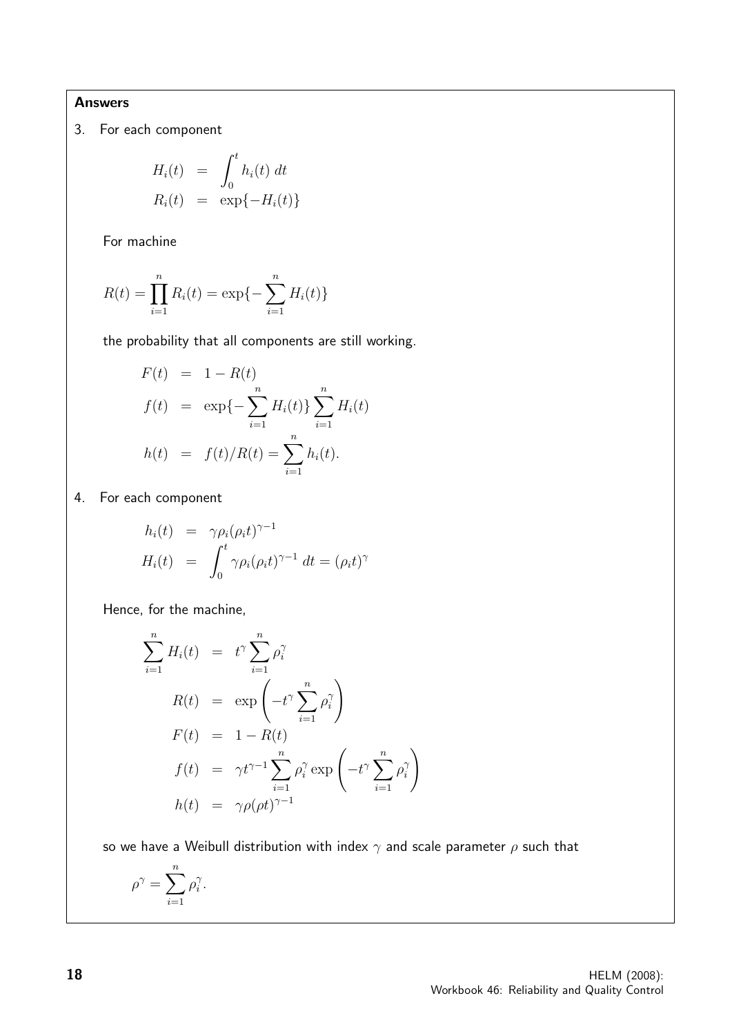**Answers**

3. For each component

$$
\begin{aligned}
H_i(t) &= \int_0^t h_i(t)\, dt \\
R_i(t) &= \exp\{-H_i(t)\}
\end{aligned}
$$

For machine

$$
R(t) = \prod_{i=1}^{n} R_i(t) = \exp\{-\sum_{i=1}^{n} H_i(t)\}
$$

the probability that all components are still working.

$$
\begin{aligned}
F(t) &= 1 - R(t) \\
f(t) &= \exp\{-\sum_{i=1}^{n} H_i(t)\} \sum_{i=1}^{n} H_i(t) \\
h(t) &= f(t)/R(t) = \sum_{i=1}^{n} h_i(t).
\end{aligned}
$$

4. For each component

$$
\begin{aligned}
h_i(t) &= \gamma \rho_i (\rho_i t)^{\gamma - 1} \\
H_i(t) &= \int_0^t \gamma \rho_i (\rho_i t)^{\gamma - 1}\, dt = (\rho_i t)^{\gamma}
\end{aligned}
$$

Hence, for the machine,

$$
\begin{aligned}
\sum_{i=1}^{n} H_i(t) &= t^{\gamma} \sum_{i=1}^{n} \rho_i^{\gamma} \\
R(t) &= \exp\left(-t^{\gamma} \sum_{i=1}^{n} \rho_i^{\gamma}\right) \\
F(t) &= 1 - R(t) \\
f(t) &= \gamma t^{\gamma - 1} \sum_{i=1}^{n} \rho_i^{\gamma} \exp\left(-t^{\gamma} \sum_{i=1}^{n} \rho_i^{\gamma}\right) \\
h(t) &= \gamma \rho (\rho t)^{\gamma - 1}
\end{aligned}
$$

so we have a Weibull distribution with index $\gamma$ and scale parameter $\rho$ such that

$$
\rho^{\gamma} = \sum_{i=1}^{n} \rho_i^{\gamma}.
$$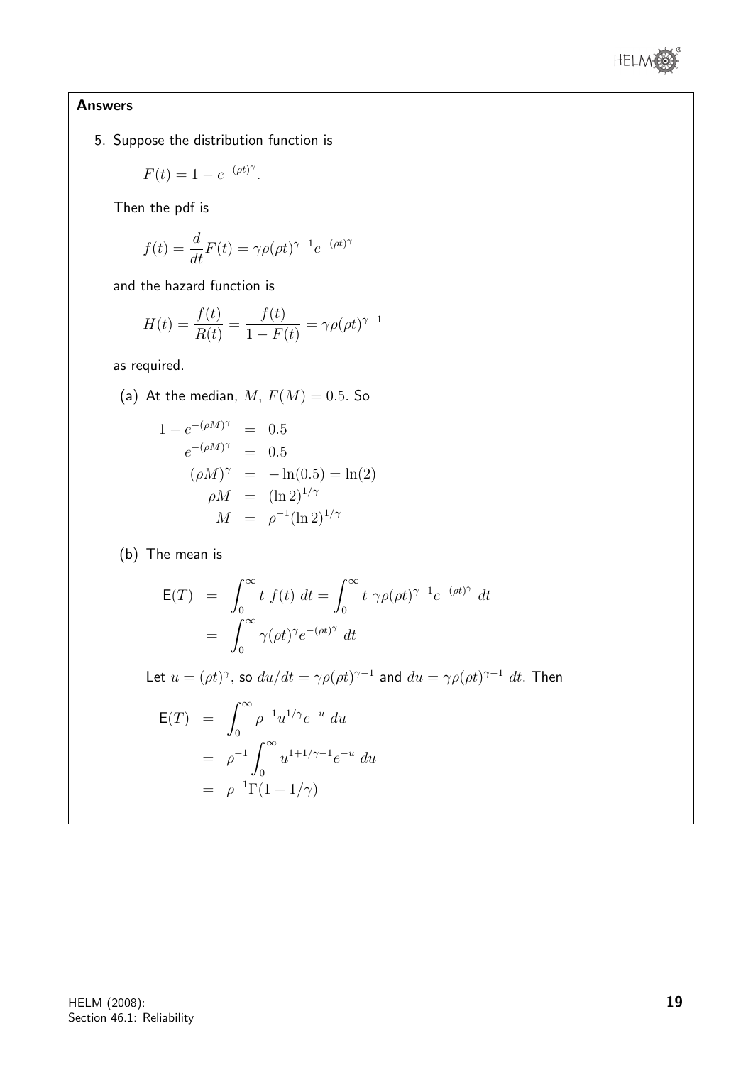**Answers**

5. Suppose the distribution function is

$$F(t) = 1 - e^{-(\rho t)^\gamma}.$$

Then the pdf is

$$f(t) = \frac{d}{dt}F(t) = \gamma\rho(\rho t)^{\gamma-1}e^{-(\rho t)^\gamma}$$

and the hazard function is

$$H(t) = \frac{f(t)}{R(t)} = \frac{f(t)}{1-F(t)} = \gamma\rho(\rho t)^{\gamma-1}$$

as required.

(a) At the median, $M$, $F(M) = 0.5$. So

$$\begin{aligned}
1 - e^{-(\rho M)^\gamma} &= 0.5 \\
e^{-(\rho M)^\gamma} &= 0.5 \\
(\rho M)^\gamma &= -\ln(0.5) = \ln(2) \\
\rho M &= (\ln 2)^{1/\gamma} \\
M &= \rho^{-1}(\ln 2)^{1/\gamma}
\end{aligned}$$

(b) The mean is

$$\begin{aligned}
\mathsf{E}(T) &= \int_0^\infty t\ f(t)\ dt = \int_0^\infty t\ \gamma\rho(\rho t)^{\gamma-1}e^{-(\rho t)^\gamma}\ dt \\
&= \int_0^\infty \gamma(\rho t)^\gamma e^{-(\rho t)^\gamma}\ dt
\end{aligned}$$

Let $u = (\rho t)^\gamma$, so $du/dt = \gamma\rho(\rho t)^{\gamma-1}$ and $du = \gamma\rho(\rho t)^{\gamma-1}\ dt$. Then

$$\begin{aligned}
\mathsf{E}(T) &= \int_0^\infty \rho^{-1}u^{1/\gamma}e^{-u}\ du \\
&= \rho^{-1}\int_0^\infty u^{1+1/\gamma-1}e^{-u}\ du \\
&= \rho^{-1}\Gamma(1+1/\gamma)
\end{aligned}$$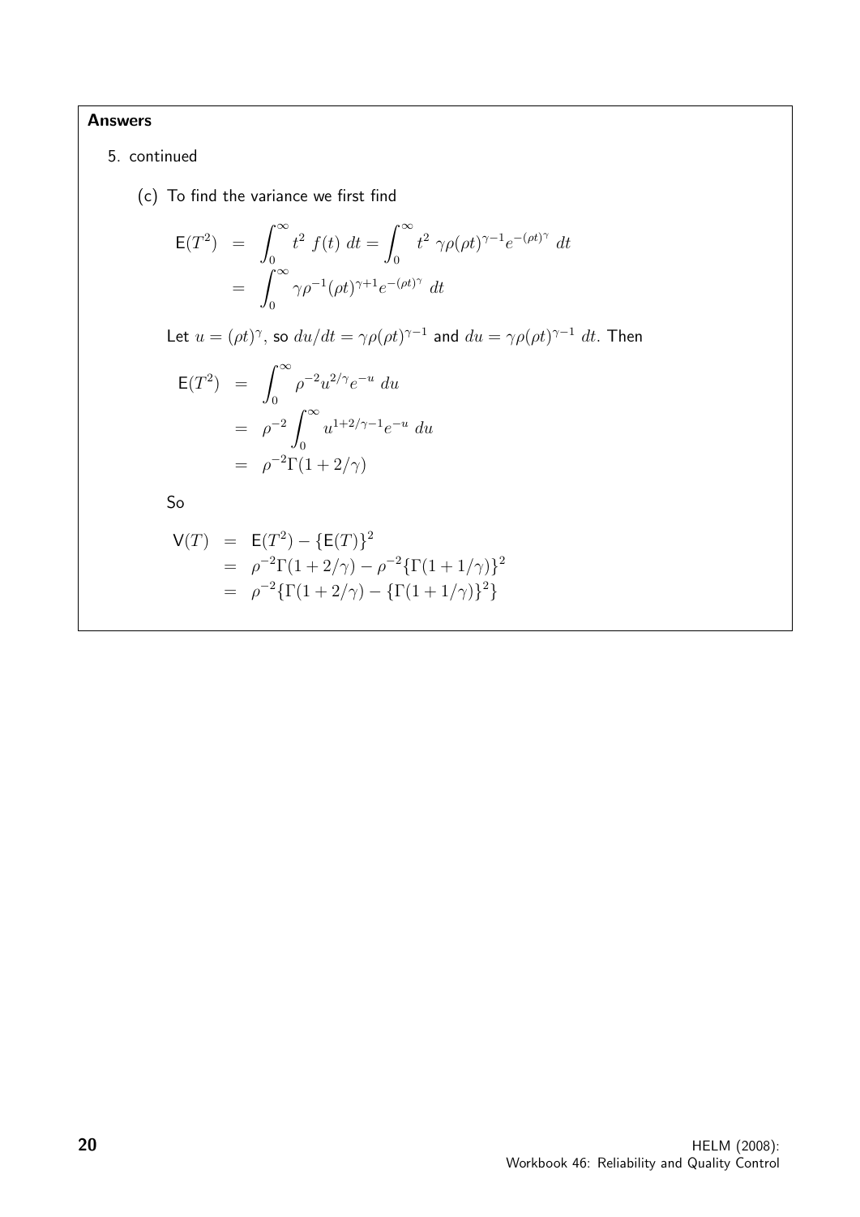**Answers**

5. continued

(c) To find the variance we first find

$$
\begin{aligned}
\mathsf{E}(T^2) &= \int_0^\infty t^2 \; f(t) \; dt = \int_0^\infty t^2 \; \gamma\rho(\rho t)^{\gamma-1} e^{-(\rho t)^\gamma} \; dt \\
&= \int_0^\infty \gamma\rho^{-1}(\rho t)^{\gamma+1} e^{-(\rho t)^\gamma} \; dt
\end{aligned}
$$

Let $u = (\rho t)^\gamma$, so $du/dt = \gamma\rho(\rho t)^{\gamma-1}$ and $du = \gamma\rho(\rho t)^{\gamma-1} \; dt$. Then

$$
\begin{aligned}
\mathsf{E}(T^2) &= \int_0^\infty \rho^{-2} u^{2/\gamma} e^{-u} \; du \\
&= \rho^{-2} \int_0^\infty u^{1+2/\gamma-1} e^{-u} \; du \\
&= \rho^{-2}\Gamma(1 + 2/\gamma)
\end{aligned}
$$

So

$$
\begin{aligned}
\mathsf{V}(T) &= \mathsf{E}(T^2) - \{\mathsf{E}(T)\}^2 \\
&= \rho^{-2}\Gamma(1 + 2/\gamma) - \rho^{-2}\{\Gamma(1 + 1/\gamma)\}^2 \\
&= \rho^{-2}\{\Gamma(1 + 2/\gamma) - \{\Gamma(1 + 1/\gamma)\}^2\}
\end{aligned}
$$